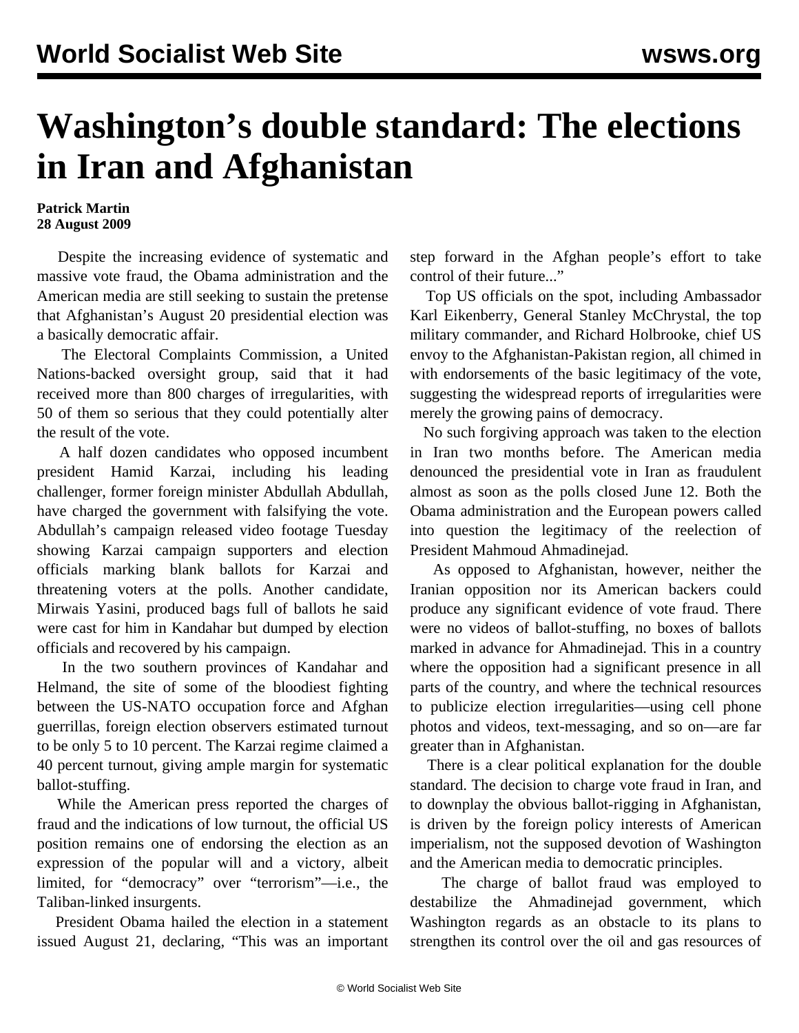# Washington's double standard: The elections in Iran and Afghanistan

**Patrick Martin**
**28 August 2009**

Despite the increasing evidence of systematic and massive vote fraud, the Obama administration and the American media are still seeking to sustain the pretense that Afghanistan's August 20 presidential election was a basically democratic affair.

The Electoral Complaints Commission, a United Nations-backed oversight group, said that it had received more than 800 charges of irregularities, with 50 of them so serious that they could potentially alter the result of the vote.

A half dozen candidates who opposed incumbent president Hamid Karzai, including his leading challenger, former foreign minister Abdullah Abdullah, have charged the government with falsifying the vote. Abdullah's campaign released video footage Tuesday showing Karzai campaign supporters and election officials marking blank ballots for Karzai and threatening voters at the polls. Another candidate, Mirwais Yasini, produced bags full of ballots he said were cast for him in Kandahar but dumped by election officials and recovered by his campaign.

In the two southern provinces of Kandahar and Helmand, the site of some of the bloodiest fighting between the US-NATO occupation force and Afghan guerrillas, foreign election observers estimated turnout to be only 5 to 10 percent. The Karzai regime claimed a 40 percent turnout, giving ample margin for systematic ballot-stuffing.

While the American press reported the charges of fraud and the indications of low turnout, the official US position remains one of endorsing the election as an expression of the popular will and a victory, albeit limited, for "democracy" over "terrorism"—i.e., the Taliban-linked insurgents.

President Obama hailed the election in a statement issued August 21, declaring, "This was an important step forward in the Afghan people's effort to take control of their future..."

Top US officials on the spot, including Ambassador Karl Eikenberry, General Stanley McChrystal, the top military commander, and Richard Holbrooke, chief US envoy to the Afghanistan-Pakistan region, all chimed in with endorsements of the basic legitimacy of the vote, suggesting the widespread reports of irregularities were merely the growing pains of democracy.

No such forgiving approach was taken to the election in Iran two months before. The American media denounced the presidential vote in Iran as fraudulent almost as soon as the polls closed June 12. Both the Obama administration and the European powers called into question the legitimacy of the reelection of President Mahmoud Ahmadinejad.

As opposed to Afghanistan, however, neither the Iranian opposition nor its American backers could produce any significant evidence of vote fraud. There were no videos of ballot-stuffing, no boxes of ballots marked in advance for Ahmadinejad. This in a country where the opposition had a significant presence in all parts of the country, and where the technical resources to publicize election irregularities—using cell phone photos and videos, text-messaging, and so on—are far greater than in Afghanistan.

There is a clear political explanation for the double standard. The decision to charge vote fraud in Iran, and to downplay the obvious ballot-rigging in Afghanistan, is driven by the foreign policy interests of American imperialism, not the supposed devotion of Washington and the American media to democratic principles.

The charge of ballot fraud was employed to destabilize the Ahmadinejad government, which Washington regards as an obstacle to its plans to strengthen its control over the oil and gas resources of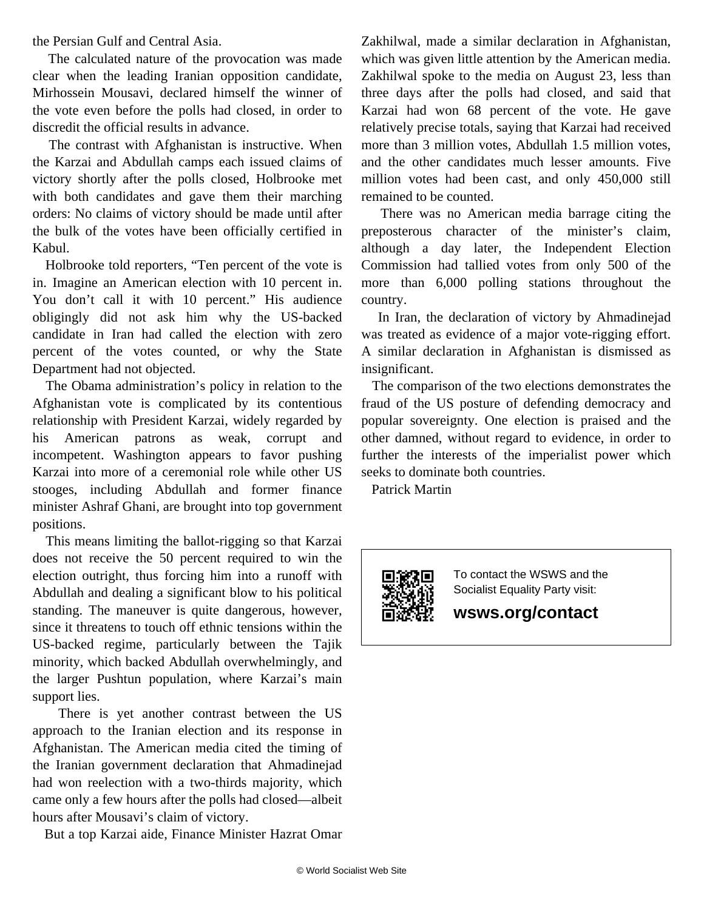the Persian Gulf and Central Asia.

The calculated nature of the provocation was made clear when the leading Iranian opposition candidate, Mirhossein Mousavi, declared himself the winner of the vote even before the polls had closed, in order to discredit the official results in advance.

The contrast with Afghanistan is instructive. When the Karzai and Abdullah camps each issued claims of victory shortly after the polls closed, Holbrooke met with both candidates and gave them their marching orders: No claims of victory should be made until after the bulk of the votes have been officially certified in Kabul.

Holbrooke told reporters, “Ten percent of the vote is in. Imagine an American election with 10 percent in. You don’t call it with 10 percent.” His audience obligingly did not ask him why the US-backed candidate in Iran had called the election with zero percent of the votes counted, or why the State Department had not objected.

The Obama administration’s policy in relation to the Afghanistan vote is complicated by its contentious relationship with President Karzai, widely regarded by his American patrons as weak, corrupt and incompetent. Washington appears to favor pushing Karzai into more of a ceremonial role while other US stooges, including Abdullah and former finance minister Ashraf Ghani, are brought into top government positions.

This means limiting the ballot-rigging so that Karzai does not receive the 50 percent required to win the election outright, thus forcing him into a runoff with Abdullah and dealing a significant blow to his political standing. The maneuver is quite dangerous, however, since it threatens to touch off ethnic tensions within the US-backed regime, particularly between the Tajik minority, which backed Abdullah overwhelmingly, and the larger Pushtun population, where Karzai’s main support lies.

There is yet another contrast between the US approach to the Iranian election and its response in Afghanistan. The American media cited the timing of the Iranian government declaration that Ahmadinejad had won reelection with a two-thirds majority, which came only a few hours after the polls had closed—albeit hours after Mousavi’s claim of victory.

But a top Karzai aide, Finance Minister Hazrat Omar Zakhilwal, made a similar declaration in Afghanistan, which was given little attention by the American media. Zakhilwal spoke to the media on August 23, less than three days after the polls had closed, and said that Karzai had won 68 percent of the vote. He gave relatively precise totals, saying that Karzai had received more than 3 million votes, Abdullah 1.5 million votes, and the other candidates much lesser amounts. Five million votes had been cast, and only 450,000 still remained to be counted.

There was no American media barrage citing the preposterous character of the minister’s claim, although a day later, the Independent Election Commission had tallied votes from only 500 of the more than 6,000 polling stations throughout the country.

In Iran, the declaration of victory by Ahmadinejad was treated as evidence of a major vote-rigging effort. A similar declaration in Afghanistan is dismissed as insignificant.

The comparison of the two elections demonstrates the fraud of the US posture of defending democracy and popular sovereignty. One election is praised and the other damned, without regard to evidence, in order to further the interests of the imperialist power which seeks to dominate both countries.

Patrick Martin

To contact the WSWS and the Socialist Equality Party visit:

**wsws.org/contact**